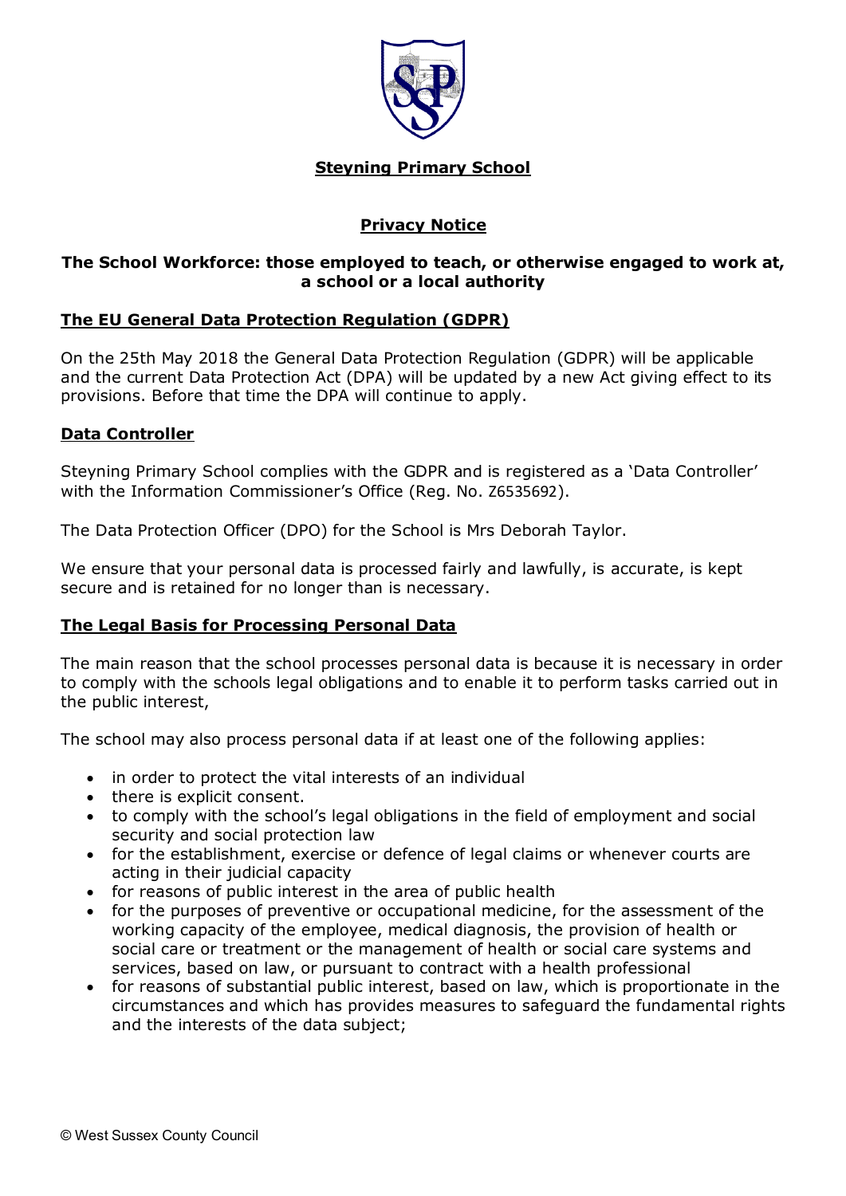**Steyning Primary School**

# Privacy Notice

**The School Workforce: those employed to teach, or otherwise engaged to work at, a school or a local authority**

## The EU General Data Protection Regulation (GDPR)

On the 25th May 2018 the General Data Protection Regulation (GDPR) will be applicable and the current Data Protection Act (DPA) will be updated by a new Act giving effect to its provisions. Before that time the DPA will continue to apply.

## Data Controller

Steyning Primary School complies with the GDPR and is registered as a 'Data Controller' with the Information Commissioner's Office (Reg. No. Z6535692).

The Data Protection Officer (DPO) for the School is Mrs Deborah Taylor.

We ensure that your personal data is processed fairly and lawfully, is accurate, is kept secure and is retained for no longer than is necessary.

## The Legal Basis for Processing Personal Data

The main reason that the school processes personal data is because it is necessary in order to comply with the schools legal obligations and to enable it to perform tasks carried out in the public interest,

The school may also process personal data if at least one of the following applies:

- in order to protect the vital interests of an individual
- there is explicit consent.
- to comply with the school's legal obligations in the field of employment and social security and social protection law
- for the establishment, exercise or defence of legal claims or whenever courts are acting in their judicial capacity
- for reasons of public interest in the area of public health
- for the purposes of preventive or occupational medicine, for the assessment of the working capacity of the employee, medical diagnosis, the provision of health or social care or treatment or the management of health or social care systems and services, based on law, or pursuant to contract with a health professional
- for reasons of substantial public interest, based on law, which is proportionate in the circumstances and which has provides measures to safeguard the fundamental rights and the interests of the data subject;

© West Sussex County Council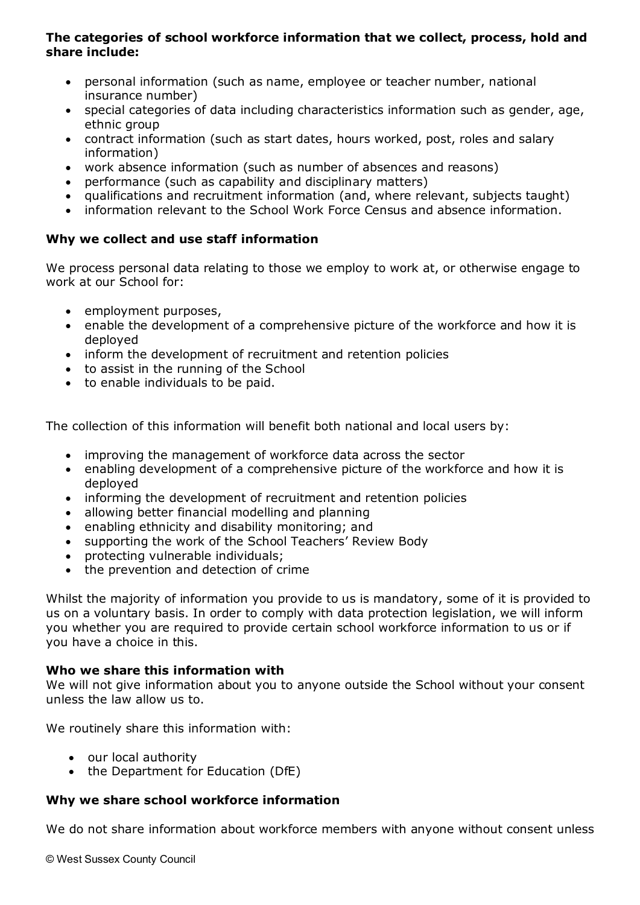**The categories of school workforce information that we collect, process, hold and share include:**

- personal information (such as name, employee or teacher number, national insurance number)
- special categories of data including characteristics information such as gender, age, ethnic group
- contract information (such as start dates, hours worked, post, roles and salary information)
- work absence information (such as number of absences and reasons)
- performance (such as capability and disciplinary matters)
- qualifications and recruitment information (and, where relevant, subjects taught)
- information relevant to the School Work Force Census and absence information.

**Why we collect and use staff information**

We process personal data relating to those we employ to work at, or otherwise engage to work at our School for:

- employment purposes,
- enable the development of a comprehensive picture of the workforce and how it is deployed
- inform the development of recruitment and retention policies
- to assist in the running of the School
- to enable individuals to be paid.

The collection of this information will benefit both national and local users by:

- improving the management of workforce data across the sector
- enabling development of a comprehensive picture of the workforce and how it is deployed
- informing the development of recruitment and retention policies
- allowing better financial modelling and planning
- enabling ethnicity and disability monitoring; and
- supporting the work of the School Teachers' Review Body
- protecting vulnerable individuals;
- the prevention and detection of crime

Whilst the majority of information you provide to us is mandatory, some of it is provided to us on a voluntary basis. In order to comply with data protection legislation, we will inform you whether you are required to provide certain school workforce information to us or if you have a choice in this.

**Who we share this information with**

We will not give information about you to anyone outside the School without your consent unless the law allow us to.

We routinely share this information with:

- our local authority
- the Department for Education (DfE)

**Why we share school workforce information**

We do not share information about workforce members with anyone without consent unless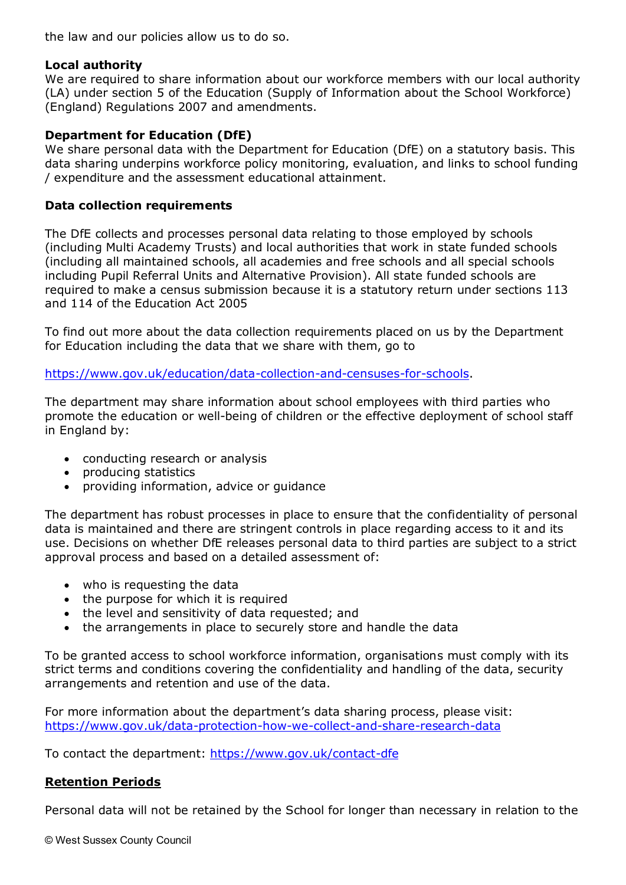the law and our policies allow us to do so.

**Local authority**
We are required to share information about our workforce members with our local authority (LA) under section 5 of the Education (Supply of Information about the School Workforce) (England) Regulations 2007 and amendments.

**Department for Education (DfE)**
We share personal data with the Department for Education (DfE) on a statutory basis. This data sharing underpins workforce policy monitoring, evaluation, and links to school funding / expenditure and the assessment educational attainment.

**Data collection requirements**

The DfE collects and processes personal data relating to those employed by schools (including Multi Academy Trusts) and local authorities that work in state funded schools (including all maintained schools, all academies and free schools and all special schools including Pupil Referral Units and Alternative Provision). All state funded schools are required to make a census submission because it is a statutory return under sections 113 and 114 of the Education Act 2005

To find out more about the data collection requirements placed on us by the Department for Education including the data that we share with them, go to

https://www.gov.uk/education/data-collection-and-censuses-for-schools.

The department may share information about school employees with third parties who promote the education or well-being of children or the effective deployment of school staff in England by:

- conducting research or analysis
- producing statistics
- providing information, advice or guidance

The department has robust processes in place to ensure that the confidentiality of personal data is maintained and there are stringent controls in place regarding access to it and its use. Decisions on whether DfE releases personal data to third parties are subject to a strict approval process and based on a detailed assessment of:

- who is requesting the data
- the purpose for which it is required
- the level and sensitivity of data requested; and
- the arrangements in place to securely store and handle the data

To be granted access to school workforce information, organisations must comply with its strict terms and conditions covering the confidentiality and handling of the data, security arrangements and retention and use of the data.

For more information about the department's data sharing process, please visit: https://www.gov.uk/data-protection-how-we-collect-and-share-research-data

To contact the department: https://www.gov.uk/contact-dfe

**Retention Periods**

Personal data will not be retained by the School for longer than necessary in relation to the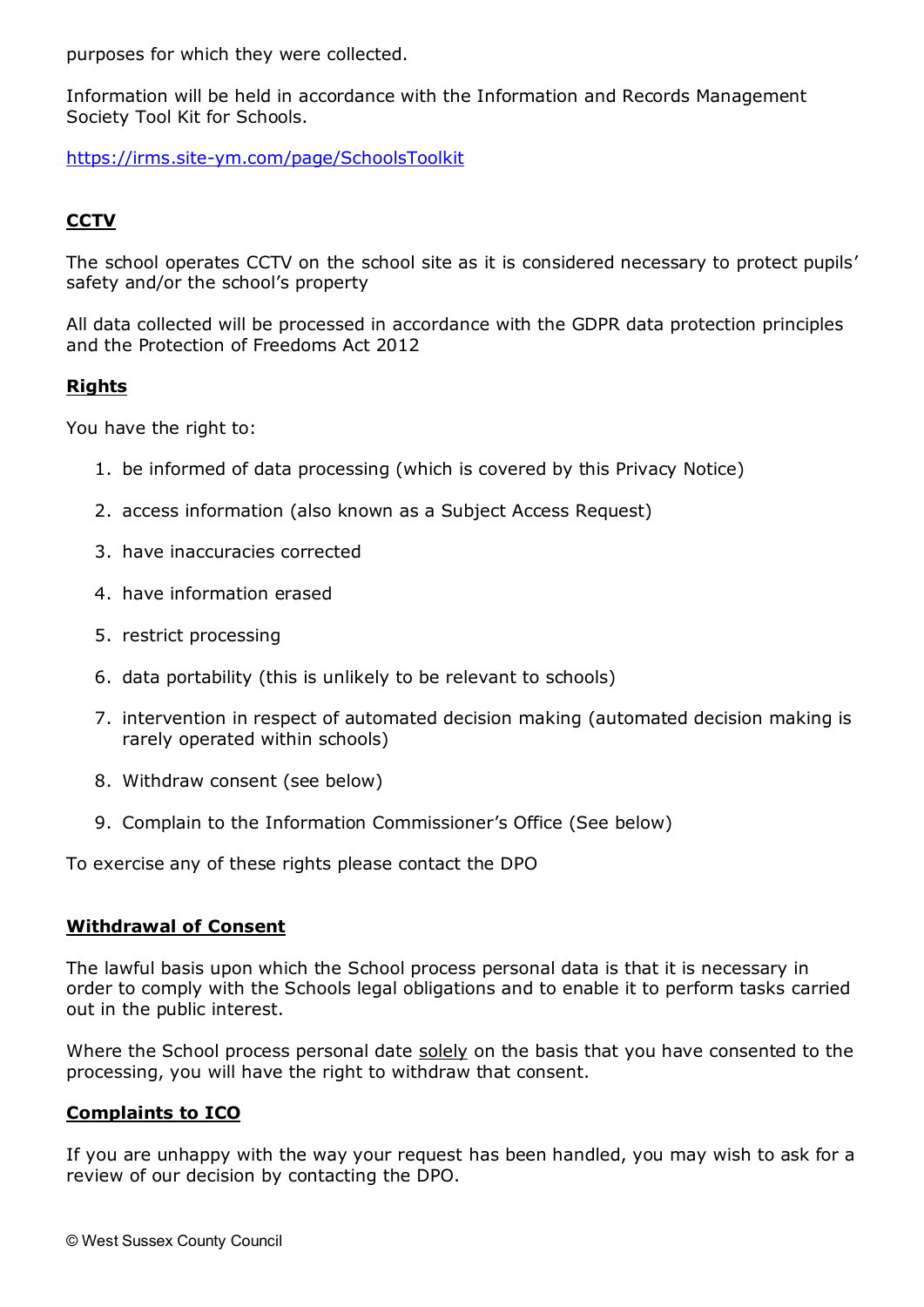purposes for which they were collected.

Information will be held in accordance with the Information and Records Management Society Tool Kit for Schools.

[https://irms.site-ym.com/page/SchoolsToolkit](https://irms.site-ym.com/page/SchoolsToolkit)

## CCTV

The school operates CCTV on the school site as it is considered necessary to protect pupils' safety and/or the school's property

All data collected will be processed in accordance with the GDPR data protection principles and the Protection of Freedoms Act 2012

## Rights

You have the right to:

1. be informed of data processing (which is covered by this Privacy Notice)
2. access information (also known as a Subject Access Request)
3. have inaccuracies corrected
4. have information erased
5. restrict processing
6. data portability (this is unlikely to be relevant to schools)
7. intervention in respect of automated decision making (automated decision making is rarely operated within schools)
8. Withdraw consent (see below)
9. Complain to the Information Commissioner's Office (See below)

To exercise any of these rights please contact the DPO

## Withdrawal of Consent

The lawful basis upon which the School process personal data is that it is necessary in order to comply with the Schools legal obligations and to enable it to perform tasks carried out in the public interest.

Where the School process personal date <u>solely</u> on the basis that you have consented to the processing, you will have the right to withdraw that consent.

## Complaints to ICO

If you are unhappy with the way your request has been handled, you may wish to ask for a review of our decision by contacting the DPO.

© West Sussex County Council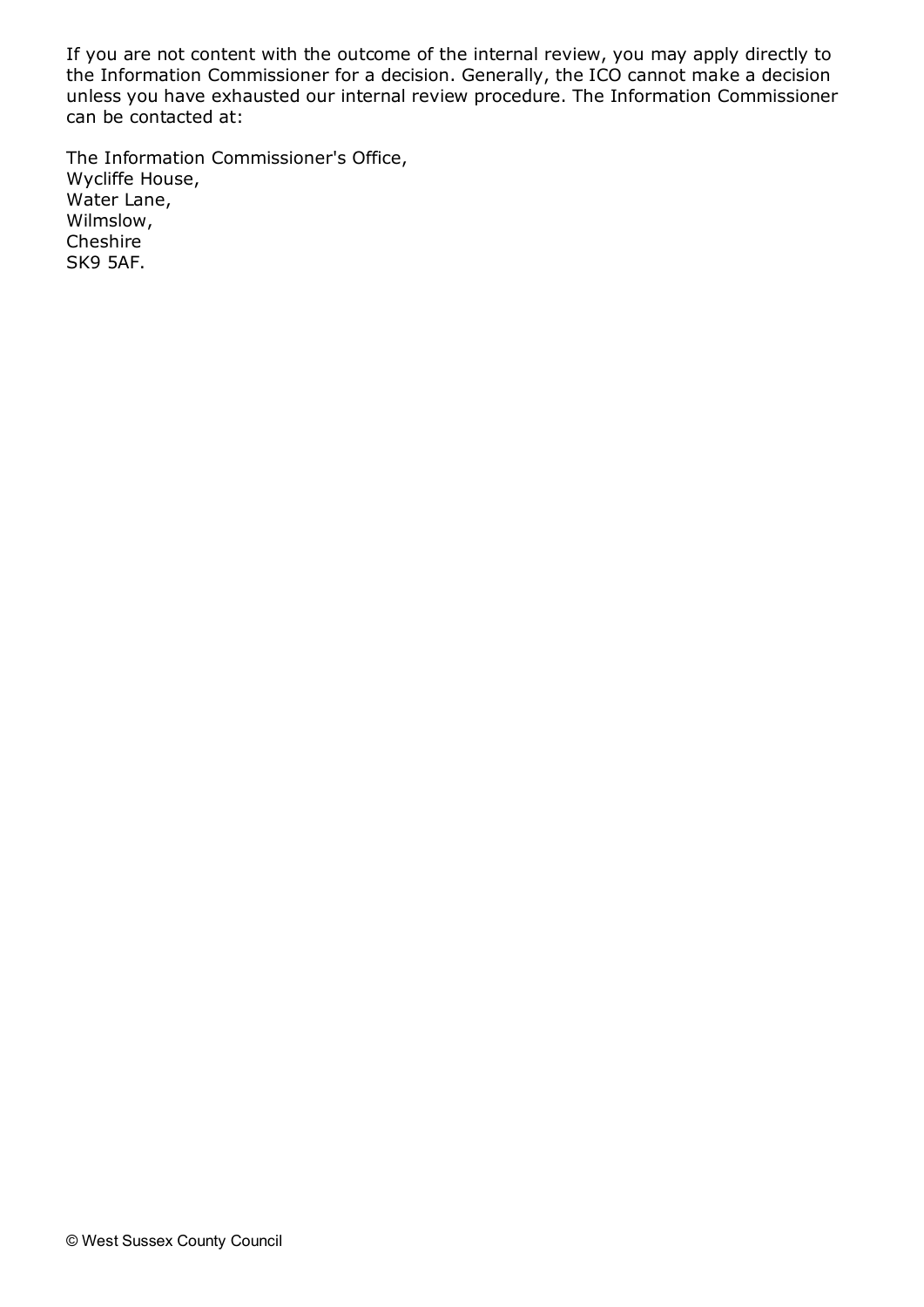If you are not content with the outcome of the internal review, you may apply directly to the Information Commissioner for a decision. Generally, the ICO cannot make a decision unless you have exhausted our internal review procedure. The Information Commissioner can be contacted at:

The Information Commissioner's Office,
Wycliffe House,
Water Lane,
Wilmslow,
Cheshire
SK9 5AF.

© West Sussex County Council